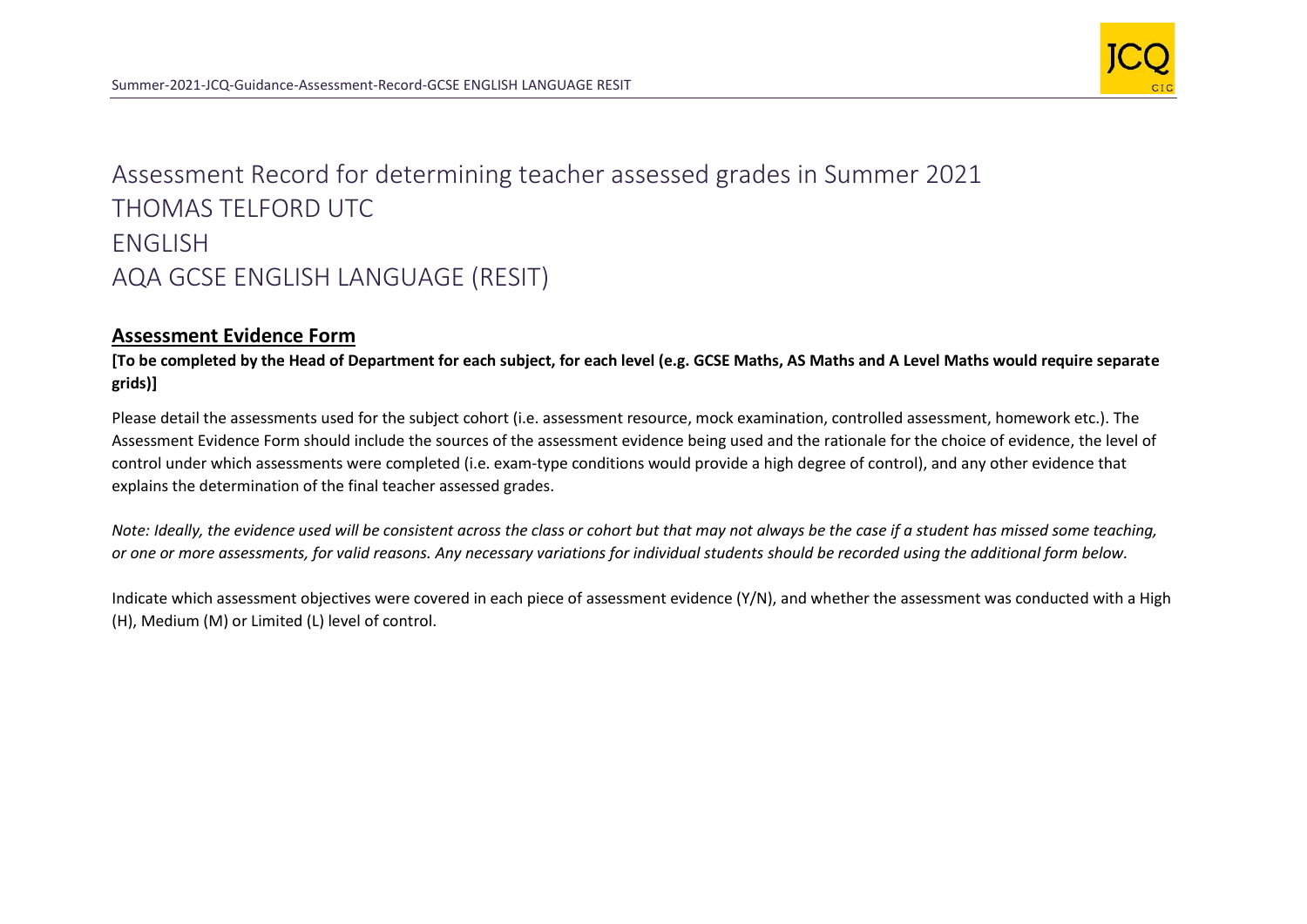# Assessment Record for determining teacher assessed grades in Summer 2021

# THOMAS TELFORD UTC

# ENGLISH

# AQA GCSE ENGLISH LANGUAGE (RESIT)

## **Assessment Evidence Form**

**[To be completed by the Head of Department for each subject, for each level (e.g. GCSE Maths, AS Maths and A Level Maths would require separate grids)]**

Please detail the assessments used for the subject cohort (i.e. assessment resource, mock examination, controlled assessment, homework etc.). The Assessment Evidence Form should include the sources of the assessment evidence being used and the rationale for the choice of evidence, the level of control under which assessments were completed (i.e. exam-type conditions would provide a high degree of control), and any other evidence that explains the determination of the final teacher assessed grades.

*Note: Ideally, the evidence used will be consistent across the class or cohort but that may not always be the case if a student has missed some teaching, or one or more assessments, for valid reasons. Any necessary variations for individual students should be recorded using the additional form below.*

Indicate which assessment objectives were covered in each piece of assessment evidence (Y/N), and whether the assessment was conducted with a High (H), Medium (M) or Limited (L) level of control.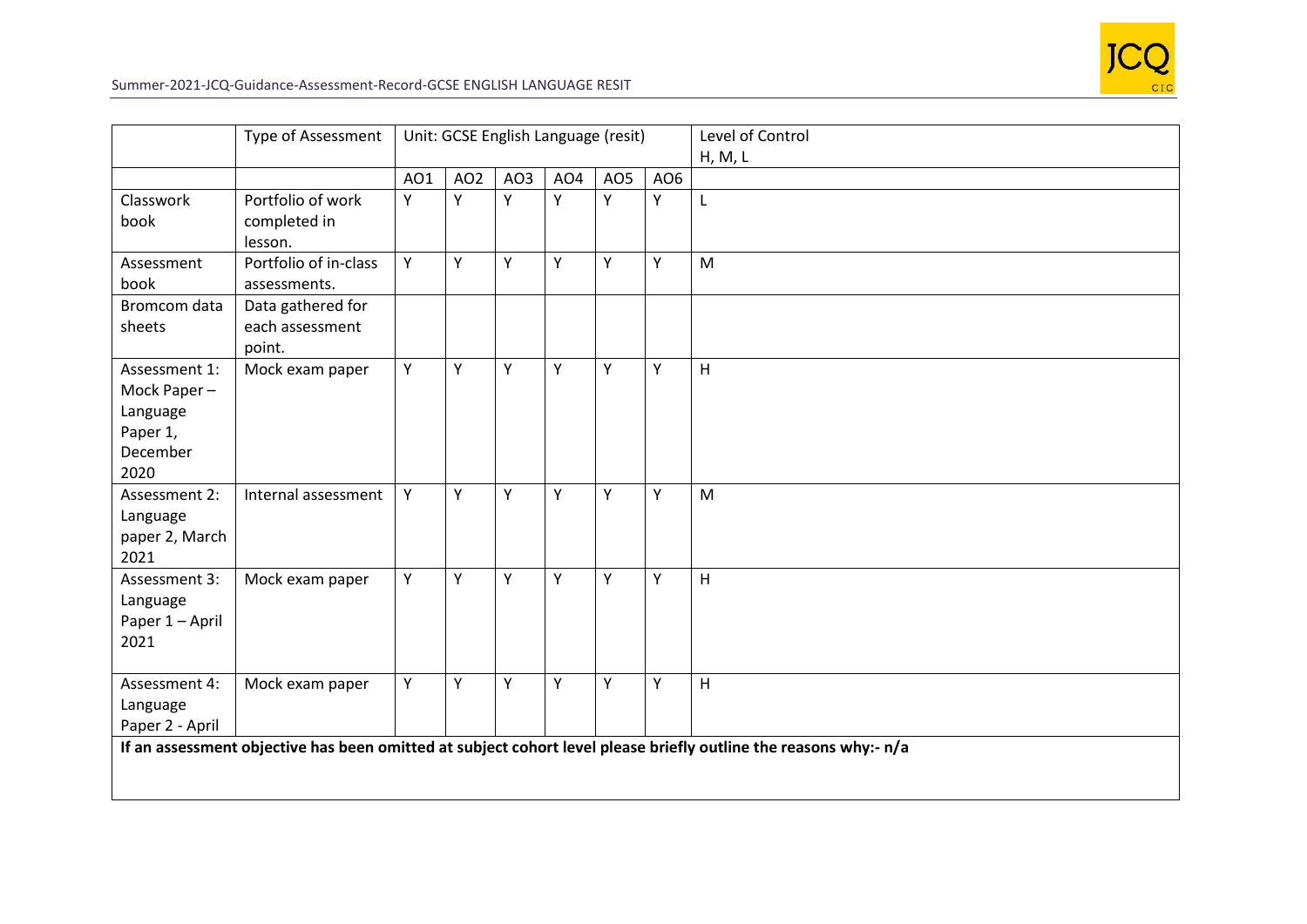| | Type of Assessment | Unit: GCSE English Language (resit) | | | | | | Level of Control H, M, L |
|---|---|---|---|---|---|---|---|---|
| | | AO1 | AO2 | AO3 | AO4 | AO5 | AO6 | |
| Classwork book | Portfolio of work completed in lesson. | Y | Y | Y | Y | Y | Y | L |
| Assessment book | Portfolio of in-class assessments. | Y | Y | Y | Y | Y | Y | M |
| Bromcom data sheets | Data gathered for each assessment point. | | | | | | | |
| Assessment 1: Mock Paper – Language Paper 1, December 2020 | Mock exam paper | Y | Y | Y | Y | Y | Y | H |
| Assessment 2: Language paper 2, March 2021 | Internal assessment | Y | Y | Y | Y | Y | Y | M |
| Assessment 3: Language Paper 1 – April 2021 | Mock exam paper | Y | Y | Y | Y | Y | Y | H |
| Assessment 4: Language Paper 2 - April | Mock exam paper | Y | Y | Y | Y | Y | Y | H |
| **If an assessment objective has been omitted at subject cohort level please briefly outline the reasons why:- n/a** | | | | | | | | |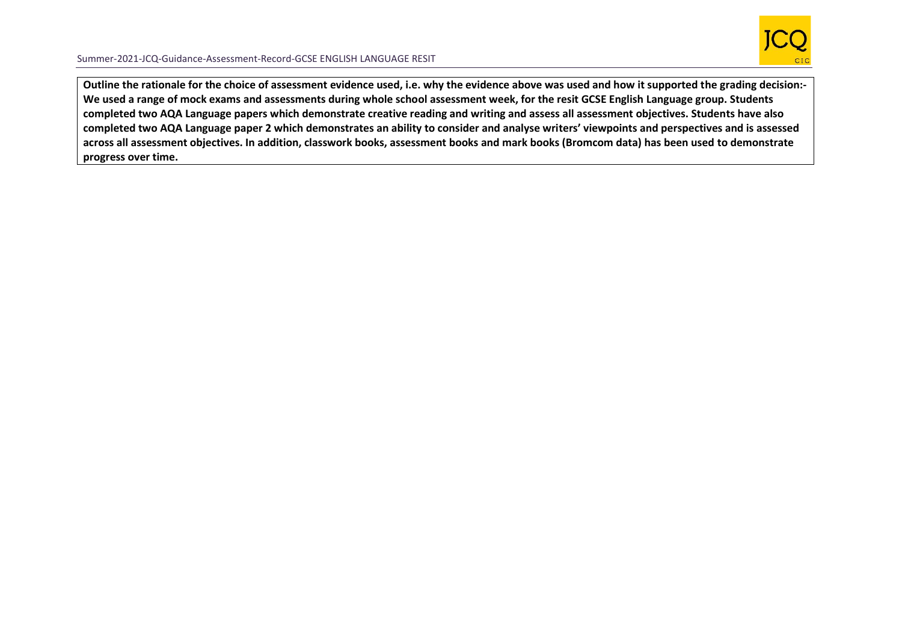**Outline the rationale for the choice of assessment evidence used, i.e. why the evidence above was used and how it supported the grading decision:- We used a range of mock exams and assessments during whole school assessment week, for the resit GCSE English Language group. Students completed two AQA Language papers which demonstrate creative reading and writing and assess all assessment objectives. Students have also completed two AQA Language paper 2 which demonstrates an ability to consider and analyse writers' viewpoints and perspectives and is assessed across all assessment objectives. In addition, classwork books, assessment books and mark books (Bromcom data) has been used to demonstrate progress over time.**